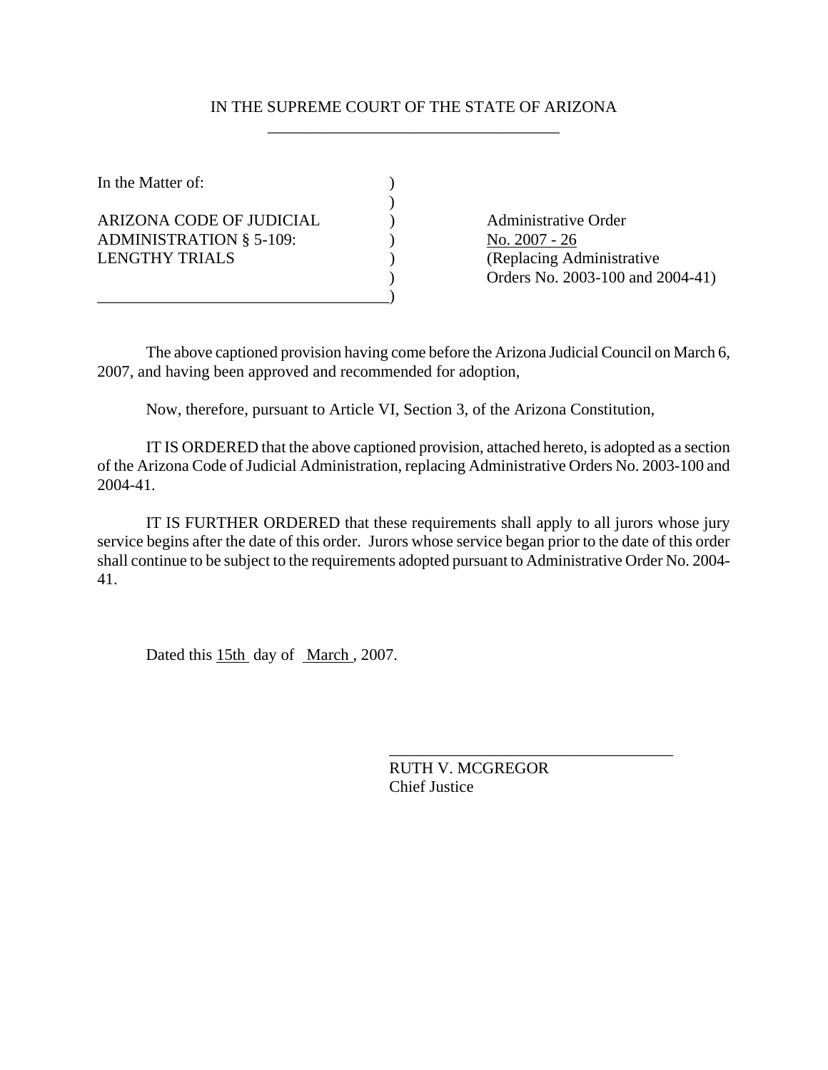IN THE SUPREME COURT OF THE STATE OF ARIZONA

In the Matter of:

ARIZONA CODE OF JUDICIAL ADMINISTRATION § 5-109: LENGTHY TRIALS

Administrative Order No. 2007 - 26
(Replacing Administrative Orders No. 2003-100 and 2004-41)

The above captioned provision having come before the Arizona Judicial Council on March 6, 2007, and having been approved and recommended for adoption,

Now, therefore, pursuant to Article VI, Section 3, of the Arizona Constitution,

IT IS ORDERED that the above captioned provision, attached hereto, is adopted as a section of the Arizona Code of Judicial Administration, replacing Administrative Orders No. 2003-100 and 2004-41.

IT IS FURTHER ORDERED that these requirements shall apply to all jurors whose jury service begins after the date of this order. Jurors whose service began prior to the date of this order shall continue to be subject to the requirements adopted pursuant to Administrative Order No. 2004-41.

Dated this 15th day of March, 2007.

RUTH V. MCGREGOR
Chief Justice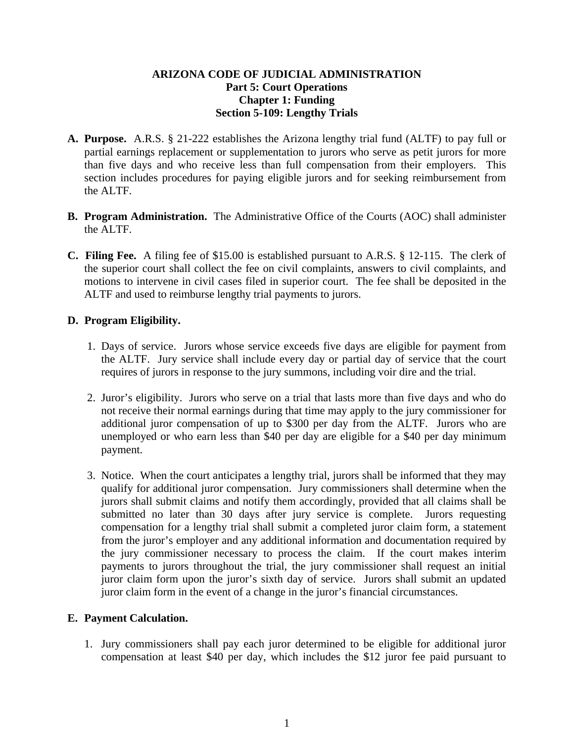**ARIZONA CODE OF JUDICIAL ADMINISTRATION**
**Part 5: Court Operations**
**Chapter 1: Funding**
**Section 5-109: Lengthy Trials**

**A. Purpose.** A.R.S. § 21-222 establishes the Arizona lengthy trial fund (ALTF) to pay full or partial earnings replacement or supplementation to jurors who serve as petit jurors for more than five days and who receive less than full compensation from their employers. This section includes procedures for paying eligible jurors and for seeking reimbursement from the ALTF.

**B. Program Administration.** The Administrative Office of the Courts (AOC) shall administer the ALTF.

**C. Filing Fee.** A filing fee of $15.00 is established pursuant to A.R.S. § 12-115. The clerk of the superior court shall collect the fee on civil complaints, answers to civil complaints, and motions to intervene in civil cases filed in superior court. The fee shall be deposited in the ALTF and used to reimburse lengthy trial payments to jurors.

**D. Program Eligibility.**

1. Days of service. Jurors whose service exceeds five days are eligible for payment from the ALTF. Jury service shall include every day or partial day of service that the court requires of jurors in response to the jury summons, including voir dire and the trial.

2. Juror's eligibility. Jurors who serve on a trial that lasts more than five days and who do not receive their normal earnings during that time may apply to the jury commissioner for additional juror compensation of up to $300 per day from the ALTF. Jurors who are unemployed or who earn less than $40 per day are eligible for a $40 per day minimum payment.

3. Notice. When the court anticipates a lengthy trial, jurors shall be informed that they may qualify for additional juror compensation. Jury commissioners shall determine when the jurors shall submit claims and notify them accordingly, provided that all claims shall be submitted no later than 30 days after jury service is complete. Jurors requesting compensation for a lengthy trial shall submit a completed juror claim form, a statement from the juror's employer and any additional information and documentation required by the jury commissioner necessary to process the claim. If the court makes interim payments to jurors throughout the trial, the jury commissioner shall request an initial juror claim form upon the juror's sixth day of service. Jurors shall submit an updated juror claim form in the event of a change in the juror's financial circumstances.

**E. Payment Calculation.**

1. Jury commissioners shall pay each juror determined to be eligible for additional juror compensation at least $40 per day, which includes the $12 juror fee paid pursuant to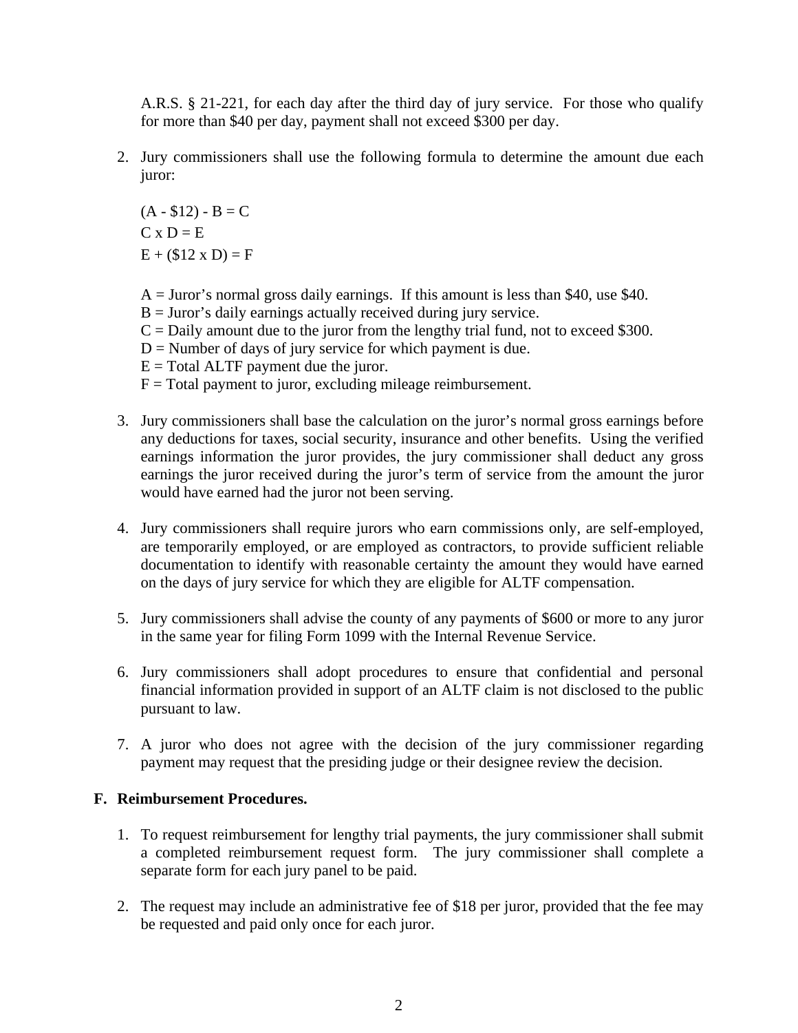A.R.S. § 21-221, for each day after the third day of jury service. For those who qualify for more than $40 per day, payment shall not exceed $300 per day.

2. Jury commissioners shall use the following formula to determine the amount due each juror:

   $$(A - \$12) - B = C$$
   $$C \times D = E$$
   $$E + (\$12 \times D) = F$$

   A = Juror's normal gross daily earnings. If this amount is less than $40, use $40.
   B = Juror's daily earnings actually received during jury service.
   C = Daily amount due to the juror from the lengthy trial fund, not to exceed $300.
   D = Number of days of jury service for which payment is due.
   E = Total ALTF payment due the juror.
   F = Total payment to juror, excluding mileage reimbursement.

3. Jury commissioners shall base the calculation on the juror's normal gross earnings before any deductions for taxes, social security, insurance and other benefits. Using the verified earnings information the juror provides, the jury commissioner shall deduct any gross earnings the juror received during the juror's term of service from the amount the juror would have earned had the juror not been serving.

4. Jury commissioners shall require jurors who earn commissions only, are self-employed, are temporarily employed, or are employed as contractors, to provide sufficient reliable documentation to identify with reasonable certainty the amount they would have earned on the days of jury service for which they are eligible for ALTF compensation.

5. Jury commissioners shall advise the county of any payments of $600 or more to any juror in the same year for filing Form 1099 with the Internal Revenue Service.

6. Jury commissioners shall adopt procedures to ensure that confidential and personal financial information provided in support of an ALTF claim is not disclosed to the public pursuant to law.

7. A juror who does not agree with the decision of the jury commissioner regarding payment may request that the presiding judge or their designee review the decision.

**F. Reimbursement Procedures.**

1. To request reimbursement for lengthy trial payments, the jury commissioner shall submit a completed reimbursement request form. The jury commissioner shall complete a separate form for each jury panel to be paid.

2. The request may include an administrative fee of $18 per juror, provided that the fee may be requested and paid only once for each juror.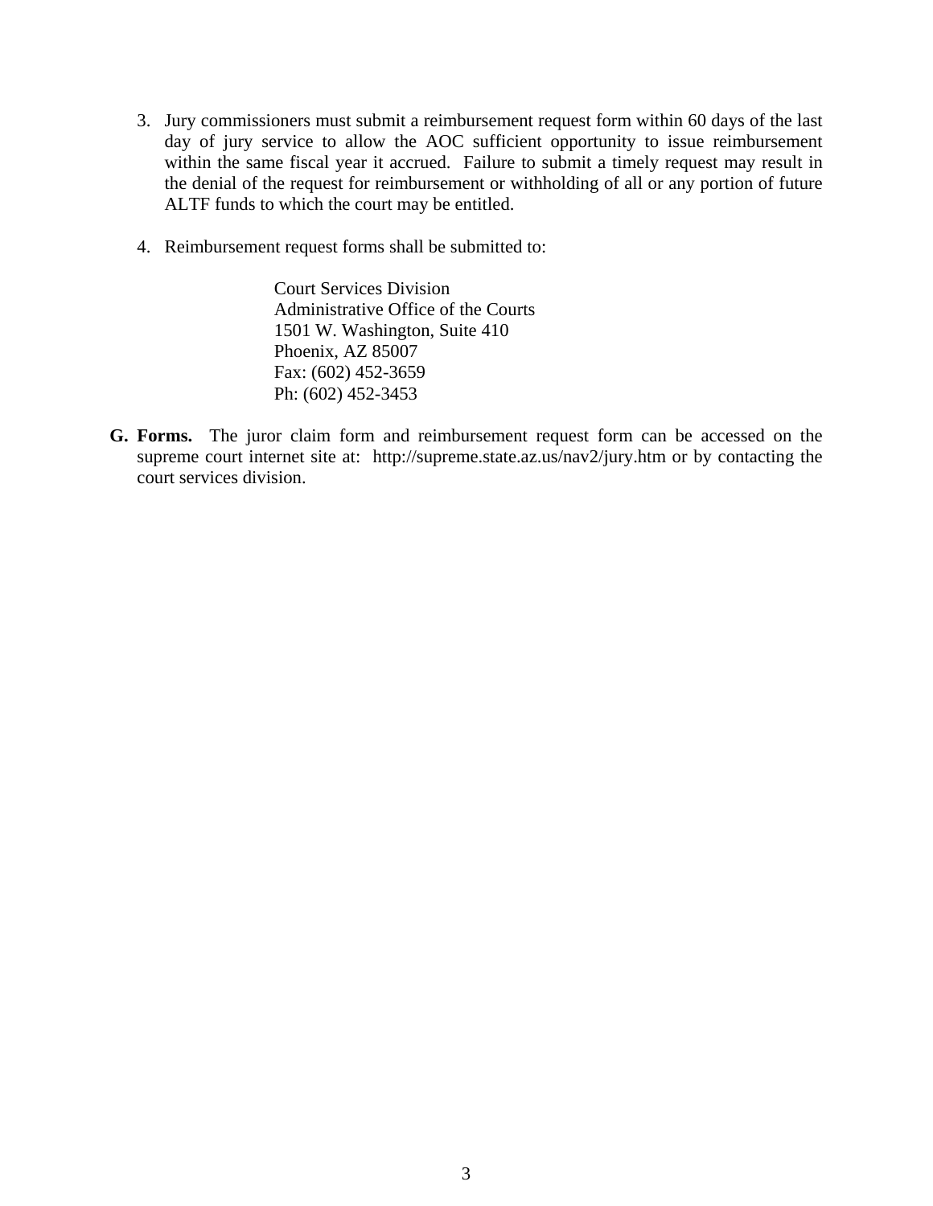3. Jury commissioners must submit a reimbursement request form within 60 days of the last day of jury service to allow the AOC sufficient opportunity to issue reimbursement within the same fiscal year it accrued. Failure to submit a timely request may result in the denial of the request for reimbursement or withholding of all or any portion of future ALTF funds to which the court may be entitled.

4. Reimbursement request forms shall be submitted to:

   Court Services Division
   Administrative Office of the Courts
   1501 W. Washington, Suite 410
   Phoenix, AZ 85007
   Fax: (602) 452-3659
   Ph: (602) 452-3453

**G. Forms.** The juror claim form and reimbursement request form can be accessed on the supreme court internet site at: http://supreme.state.az.us/nav2/jury.htm or by contacting the court services division.